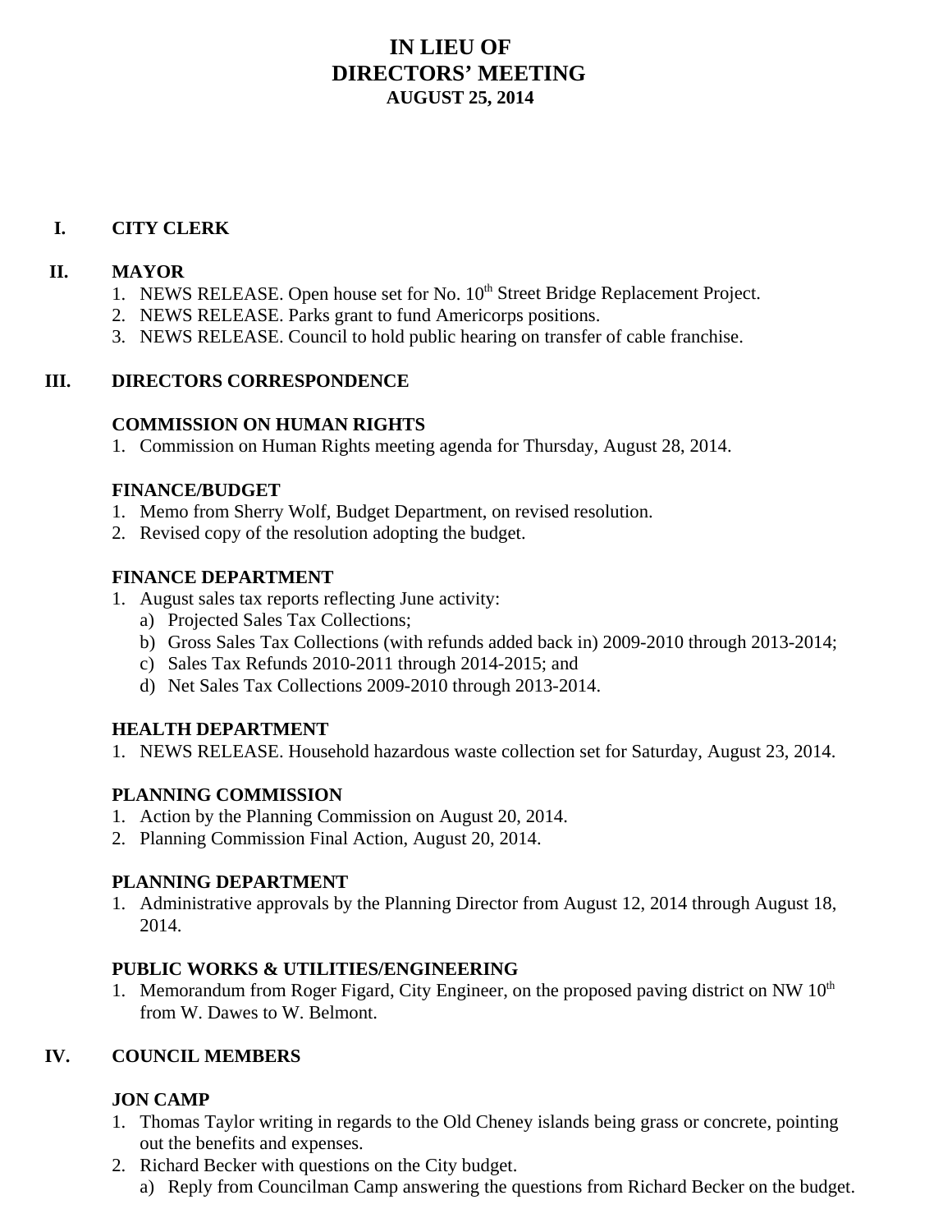# IN LIEU OF
# DIRECTORS' MEETING
### AUGUST 25, 2014

## I. CITY CLERK

## II. MAYOR

1. NEWS RELEASE. Open house set for No. 10th Street Bridge Replacement Project.
2. NEWS RELEASE. Parks grant to fund Americorps positions.
3. NEWS RELEASE. Council to hold public hearing on transfer of cable franchise.

## III. DIRECTORS CORRESPONDENCE

### COMMISSION ON HUMAN RIGHTS

1. Commission on Human Rights meeting agenda for Thursday, August 28, 2014.

### FINANCE/BUDGET

1. Memo from Sherry Wolf, Budget Department, on revised resolution.
2. Revised copy of the resolution adopting the budget.

### FINANCE DEPARTMENT

1. August sales tax reports reflecting June activity:
   a) Projected Sales Tax Collections;
   b) Gross Sales Tax Collections (with refunds added back in) 2009-2010 through 2013-2014;
   c) Sales Tax Refunds 2010-2011 through 2014-2015; and
   d) Net Sales Tax Collections 2009-2010 through 2013-2014.

### HEALTH DEPARTMENT

1. NEWS RELEASE. Household hazardous waste collection set for Saturday, August 23, 2014.

### PLANNING COMMISSION

1. Action by the Planning Commission on August 20, 2014.
2. Planning Commission Final Action, August 20, 2014.

### PLANNING DEPARTMENT

1. Administrative approvals by the Planning Director from August 12, 2014 through August 18, 2014.

### PUBLIC WORKS & UTILITIES/ENGINEERING

1. Memorandum from Roger Figard, City Engineer, on the proposed paving district on NW 10th from W. Dawes to W. Belmont.

## IV. COUNCIL MEMBERS

### JON CAMP

1. Thomas Taylor writing in regards to the Old Cheney islands being grass or concrete, pointing out the benefits and expenses.
2. Richard Becker with questions on the City budget.
   a) Reply from Councilman Camp answering the questions from Richard Becker on the budget.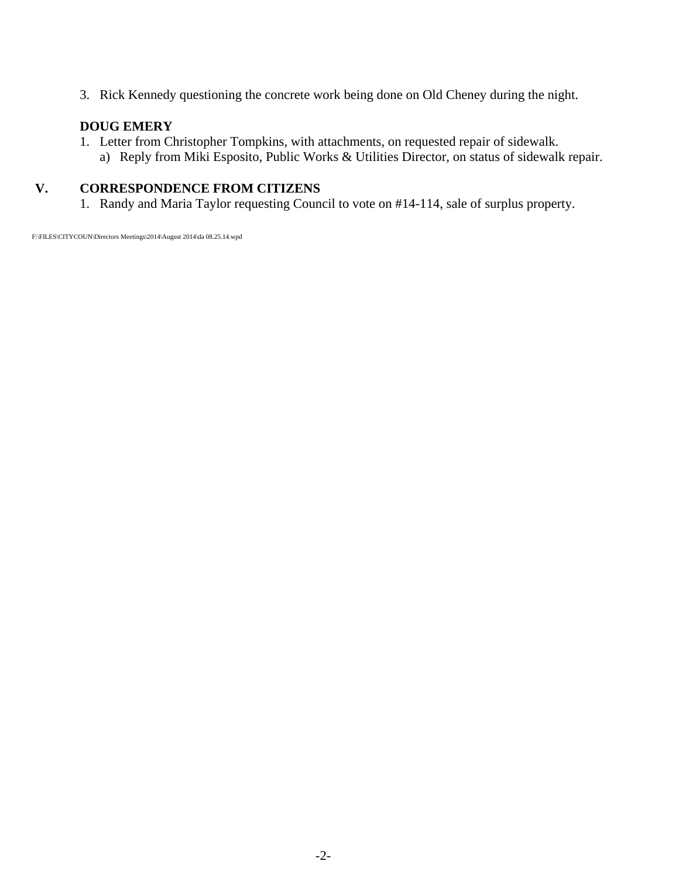3. Rick Kennedy questioning the concrete work being done on Old Cheney during the night.

**DOUG EMERY**

1. Letter from Christopher Tompkins, with attachments, on requested repair of sidewalk.
   a) Reply from Miki Esposito, Public Works & Utilities Director, on status of sidewalk repair.

## V. CORRESPONDENCE FROM CITIZENS

1. Randy and Maria Taylor requesting Council to vote on #14-114, sale of surplus property.

F:\FILES\CITYCOUN\Directors Meetings\2014\August 2014\da 08.25.14.wpd